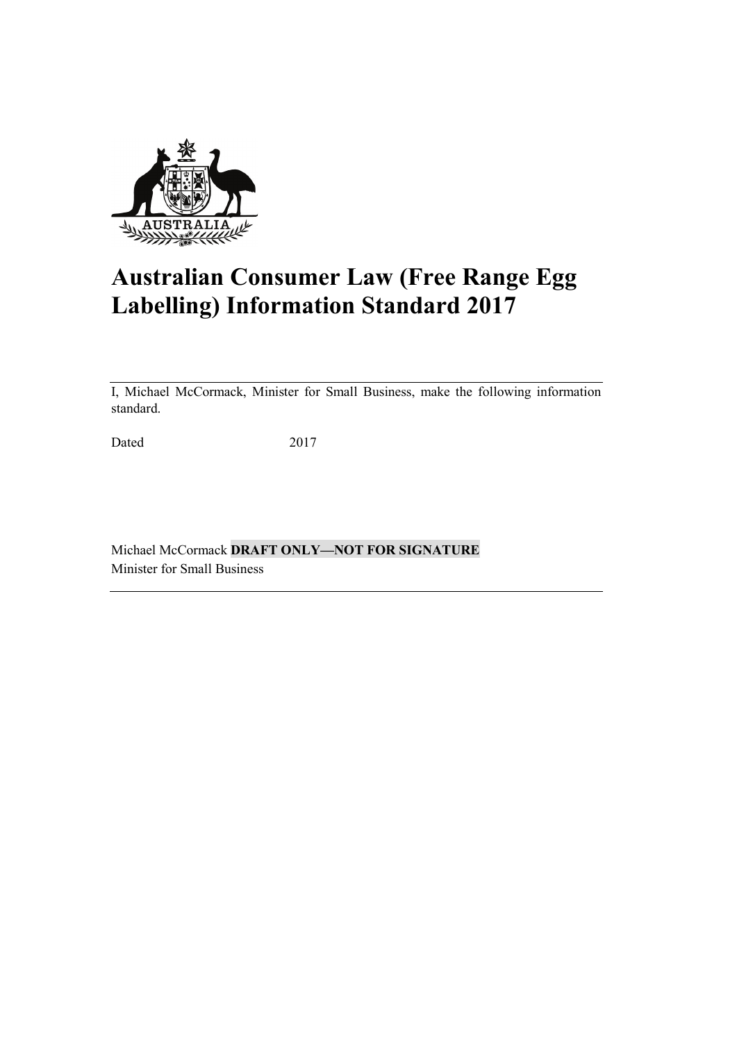# Australian Consumer Law (Free Range Egg Labelling) Information Standard 2017

I, Michael McCormack, Minister for Small Business, make the following information standard.

Dated 2017

Michael McCormack **DRAFT ONLY—NOT FOR SIGNATURE**
Minister for Small Business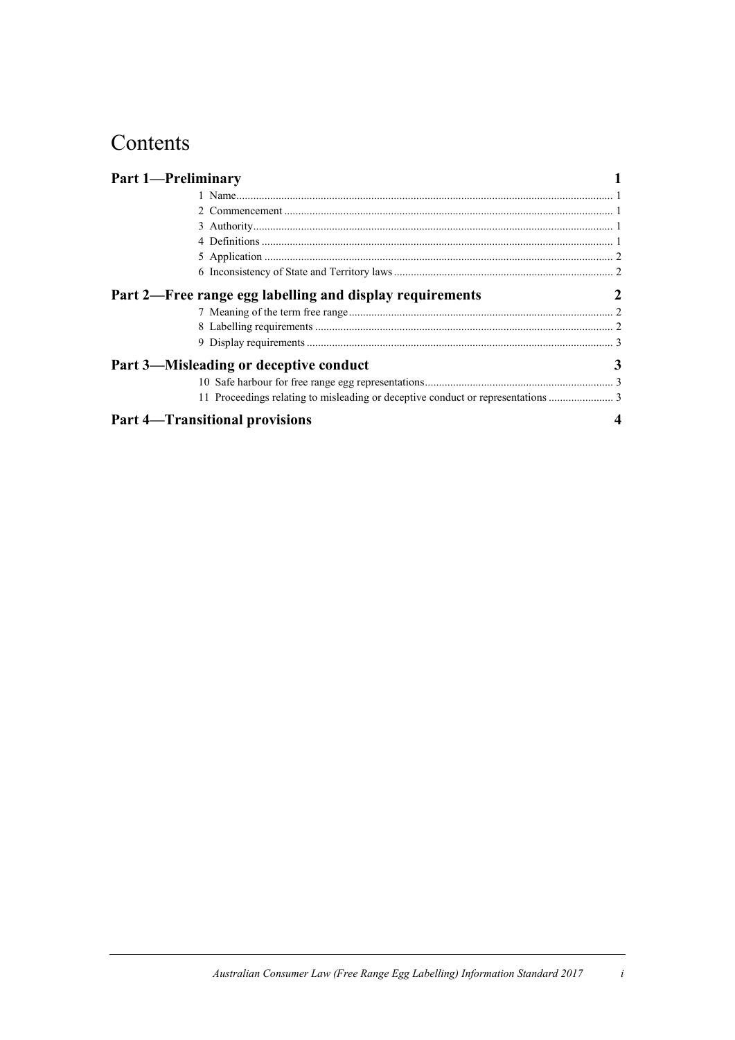# Contents

| | |
|---|---|
| **Part 1—Preliminary** | **1** |
| 1 Name | 1 |
| 2 Commencement | 1 |
| 3 Authority | 1 |
| 4 Definitions | 1 |
| 5 Application | 2 |
| 6 Inconsistency of State and Territory laws | 2 |
| **Part 2—Free range egg labelling and display requirements** | **2** |
| 7 Meaning of the term free range | 2 |
| 8 Labelling requirements | 2 |
| 9 Display requirements | 3 |
| **Part 3—Misleading or deceptive conduct** | **3** |
| 10 Safe harbour for free range egg representations | 3 |
| 11 Proceedings relating to misleading or deceptive conduct or representations | 3 |
| **Part 4—Transitional provisions** | **4** |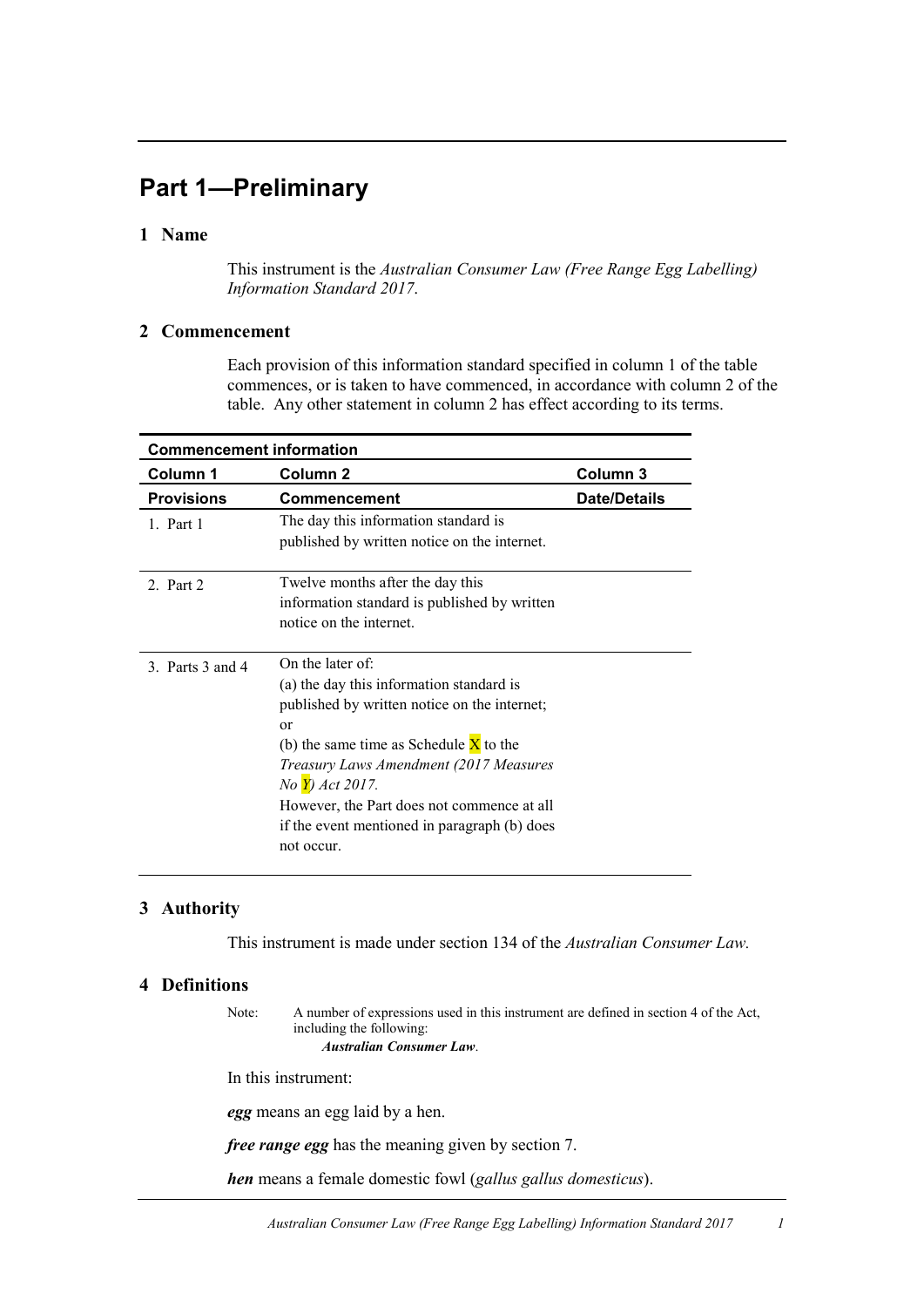# Part 1—Preliminary

## 1 Name

This instrument is the *Australian Consumer Law (Free Range Egg Labelling) Information Standard 2017*.

## 2 Commencement

Each provision of this information standard specified in column 1 of the table commences, or is taken to have commenced, in accordance with column 2 of the table. Any other statement in column 2 has effect according to its terms.

| Commencement information | | |
|---|---|---|
| **Column 1** | **Column 2** | **Column 3** |
| **Provisions** | **Commencement** | **Date/Details** |
| 1. Part 1 | The day this information standard is published by written notice on the internet. | |
| 2. Part 2 | Twelve months after the day this information standard is published by written notice on the internet. | |
| 3. Parts 3 and 4 | On the later of: (a) the day this information standard is published by written notice on the internet; or (b) the same time as Schedule X to the *Treasury Laws Amendment (2017 Measures No Y) Act 2017.* However, the Part does not commence at all if the event mentioned in paragraph (b) does not occur. | |

## 3 Authority

This instrument is made under section 134 of the *Australian Consumer Law.*

## 4 Definitions

Note: A number of expressions used in this instrument are defined in section 4 of the Act, including the following:
***Australian Consumer Law***.

In this instrument:

***egg*** means an egg laid by a hen.

***free range egg*** has the meaning given by section 7.

***hen*** means a female domestic fowl (*gallus gallus domesticus*).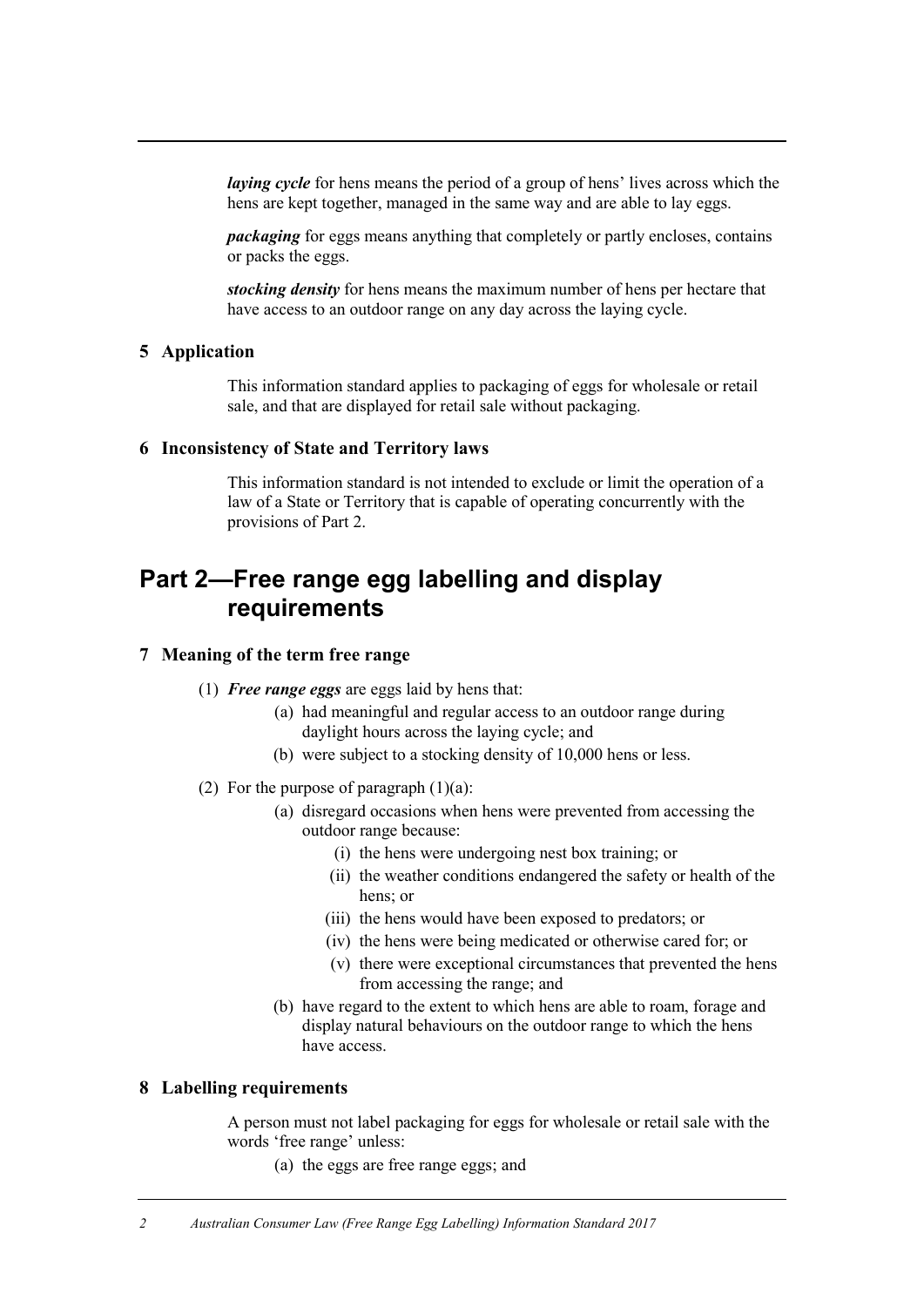***laying cycle*** for hens means the period of a group of hens' lives across which the hens are kept together, managed in the same way and are able to lay eggs.

***packaging*** for eggs means anything that completely or partly encloses, contains or packs the eggs.

***stocking density*** for hens means the maximum number of hens per hectare that have access to an outdoor range on any day across the laying cycle.

### 5 Application

This information standard applies to packaging of eggs for wholesale or retail sale, and that are displayed for retail sale without packaging.

### 6 Inconsistency of State and Territory laws

This information standard is not intended to exclude or limit the operation of a law of a State or Territory that is capable of operating concurrently with the provisions of Part 2.

## Part 2—Free range egg labelling and display requirements

### 7 Meaning of the term free range

(1) ***Free range eggs*** are eggs laid by hens that:

- (a) had meaningful and regular access to an outdoor range during daylight hours across the laying cycle; and
- (b) were subject to a stocking density of 10,000 hens or less.

(2) For the purpose of paragraph (1)(a):

- (a) disregard occasions when hens were prevented from accessing the outdoor range because:
  - (i) the hens were undergoing nest box training; or
  - (ii) the weather conditions endangered the safety or health of the hens; or
  - (iii) the hens would have been exposed to predators; or
  - (iv) the hens were being medicated or otherwise cared for; or
  - (v) there were exceptional circumstances that prevented the hens from accessing the range; and
- (b) have regard to the extent to which hens are able to roam, forage and display natural behaviours on the outdoor range to which the hens have access.

### 8 Labelling requirements

A person must not label packaging for eggs for wholesale or retail sale with the words 'free range' unless:

- (a) the eggs are free range eggs; and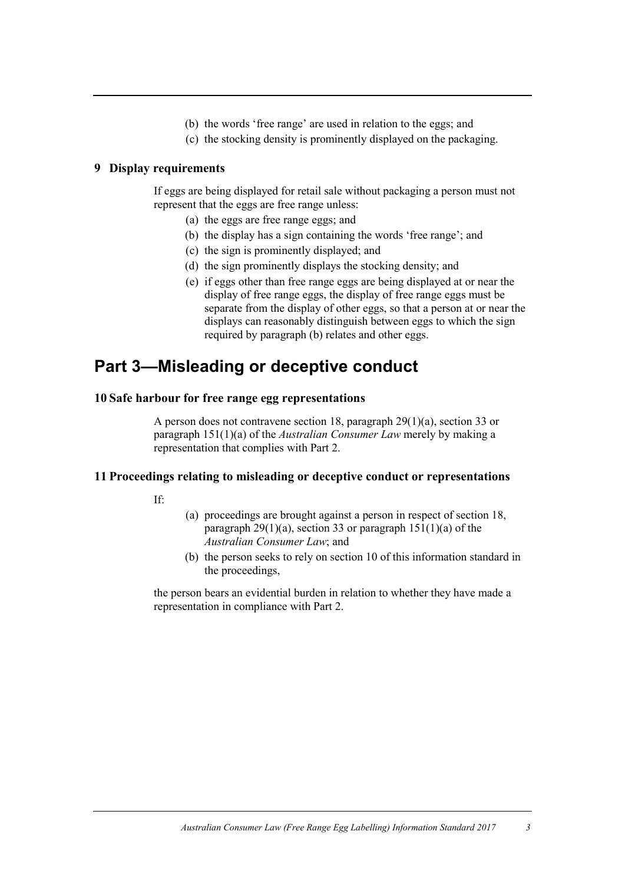(b) the words 'free range' are used in relation to the eggs; and

(c) the stocking density is prominently displayed on the packaging.

### 9 Display requirements

If eggs are being displayed for retail sale without packaging a person must not represent that the eggs are free range unless:

(a) the eggs are free range eggs; and

(b) the display has a sign containing the words 'free range'; and

(c) the sign is prominently displayed; and

(d) the sign prominently displays the stocking density; and

(e) if eggs other than free range eggs are being displayed at or near the display of free range eggs, the display of free range eggs must be separate from the display of other eggs, so that a person at or near the displays can reasonably distinguish between eggs to which the sign required by paragraph (b) relates and other eggs.

## Part 3—Misleading or deceptive conduct

### 10 Safe harbour for free range egg representations

A person does not contravene section 18, paragraph 29(1)(a), section 33 or paragraph 151(1)(a) of the *Australian Consumer Law* merely by making a representation that complies with Part 2.

### 11 Proceedings relating to misleading or deceptive conduct or representations

If:

(a) proceedings are brought against a person in respect of section 18, paragraph 29(1)(a), section 33 or paragraph 151(1)(a) of the *Australian Consumer Law*; and

(b) the person seeks to rely on section 10 of this information standard in the proceedings,

the person bears an evidential burden in relation to whether they have made a representation in compliance with Part 2.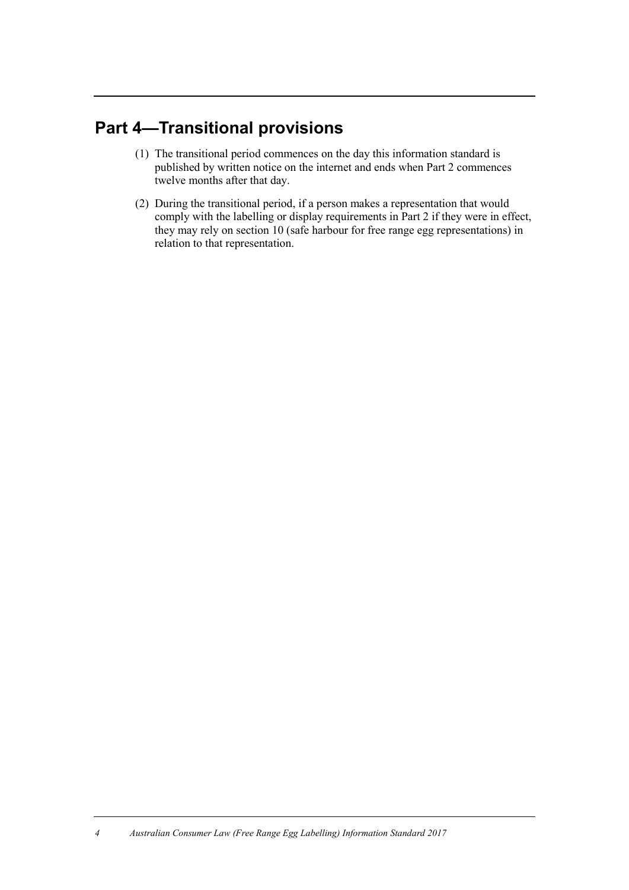## Part 4—Transitional provisions

(1) The transitional period commences on the day this information standard is published by written notice on the internet and ends when Part 2 commences twelve months after that day.

(2) During the transitional period, if a person makes a representation that would comply with the labelling or display requirements in Part 2 if they were in effect, they may rely on section 10 (safe harbour for free range egg representations) in relation to that representation.